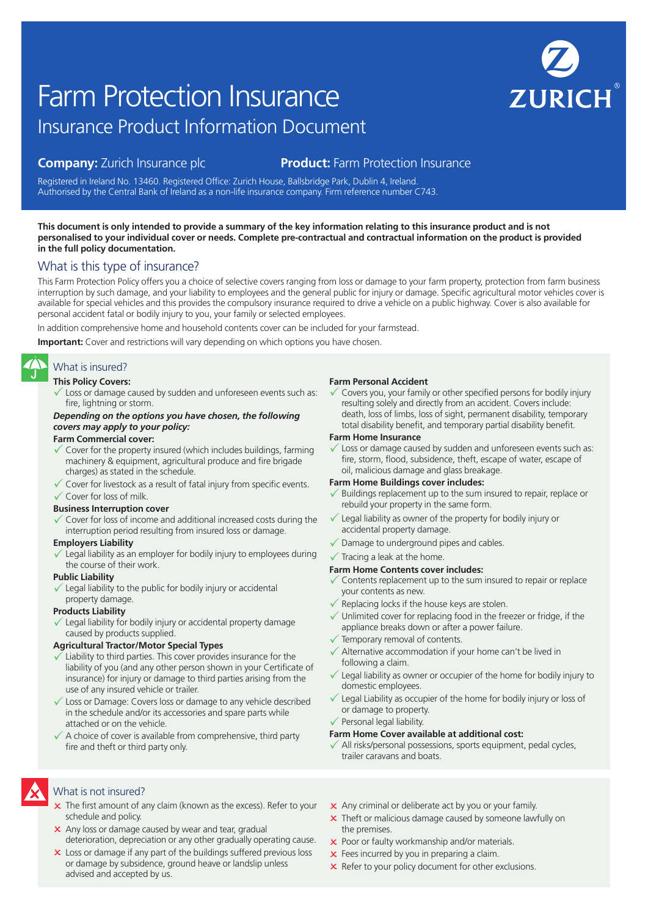# Farm Protection Insurance

## Insurance Product Information Document

ZURICH®

**Company:** Zurich Insurance plc

**Product:** Farm Protection Insurance

Registered in Ireland No. 13460. Registered Office: Zurich House, Ballsbridge Park, Dublin 4, Ireland.
Authorised by the Central Bank of Ireland as a non-life insurance company. Firm reference number C743.

**This document is only intended to provide a summary of the key information relating to this insurance product and is not personalised to your individual cover or needs. Complete pre-contractual and contractual information on the product is provided in the full policy documentation.**

## What is this type of insurance?

This Farm Protection Policy offers you a choice of selective covers ranging from loss or damage to your farm property, protection from farm business interruption by such damage, and your liability to employees and the general public for injury or damage. Specific agricultural motor vehicles cover is available for special vehicles and this provides the compulsory insurance required to drive a vehicle on a public highway. Cover is also available for personal accident fatal or bodily injury to you, your family or selected employees.

In addition comprehensive home and household contents cover can be included for your farmstead.

**Important:** Cover and restrictions will vary depending on which options you have chosen.

## What is insured?

**This Policy Covers:**

- ✓ Loss or damage caused by sudden and unforeseen events such as: fire, lightning or storm.

***Depending on the options you have chosen, the following covers may apply to your policy:***

**Farm Commercial cover:**

- ✓ Cover for the property insured (which includes buildings, farming machinery & equipment, agricultural produce and fire brigade charges) as stated in the schedule.
- ✓ Cover for livestock as a result of fatal injury from specific events.
- ✓ Cover for loss of milk.

**Business Interruption cover**

- ✓ Cover for loss of income and additional increased costs during the interruption period resulting from insured loss or damage.

**Employers Liability**

- ✓ Legal liability as an employer for bodily injury to employees during the course of their work.

**Public Liability**

- ✓ Legal liability to the public for bodily injury or accidental property damage.

**Products Liability**

- ✓ Legal liability for bodily injury or accidental property damage caused by products supplied.

**Agricultural Tractor/Motor Special Types**

- ✓ Liability to third parties. This cover provides insurance for the liability of you (and any other person shown in your Certificate of insurance) for injury or damage to third parties arising from the use of any insured vehicle or trailer.
- ✓ Loss or Damage: Covers loss or damage to any vehicle described in the schedule and/or its accessories and spare parts while attached or on the vehicle.
- ✓ A choice of cover is available from comprehensive, third party fire and theft or third party only.

**Farm Personal Accident**

- ✓ Covers you, your family or other specified persons for bodily injury resulting solely and directly from an accident. Covers include: death, loss of limbs, loss of sight, permanent disability, temporary total disability benefit, and temporary partial disability benefit.

**Farm Home Insurance**

- ✓ Loss or damage caused by sudden and unforeseen events such as: fire, storm, flood, subsidence, theft, escape of water, escape of oil, malicious damage and glass breakage.

**Farm Home Buildings cover includes:**

- ✓ Buildings replacement up to the sum insured to repair, replace or rebuild your property in the same form.
- ✓ Legal liability as owner of the property for bodily injury or accidental property damage.
- ✓ Damage to underground pipes and cables.
- ✓ Tracing a leak at the home.

**Farm Home Contents cover includes:**

- ✓ Contents replacement up to the sum insured to repair or replace your contents as new.
- ✓ Replacing locks if the house keys are stolen.
- ✓ Unlimited cover for replacing food in the freezer or fridge, if the appliance breaks down or after a power failure.
- ✓ Temporary removal of contents.
- ✓ Alternative accommodation if your home can't be lived in following a claim.
- ✓ Legal liability as owner or occupier of the home for bodily injury to domestic employees.
- ✓ Legal Liability as occupier of the home for bodily injury or loss of or damage to property.
- ✓ Personal legal liability.

**Farm Home Cover available at additional cost:**

- ✓ All risks/personal possessions, sports equipment, pedal cycles, trailer caravans and boats.

## What is not insured?

- ✗ The first amount of any claim (known as the excess). Refer to your schedule and policy.
- ✗ Any loss or damage caused by wear and tear, gradual deterioration, depreciation or any other gradually operating cause.
- ✗ Loss or damage if any part of the buildings suffered previous loss or damage by subsidence, ground heave or landslip unless advised and accepted by us.
- ✗ Any criminal or deliberate act by you or your family.
- ✗ Theft or malicious damage caused by someone lawfully on the premises.
- ✗ Poor or faulty workmanship and/or materials.
- ✗ Fees incurred by you in preparing a claim.
- ✗ Refer to your policy document for other exclusions.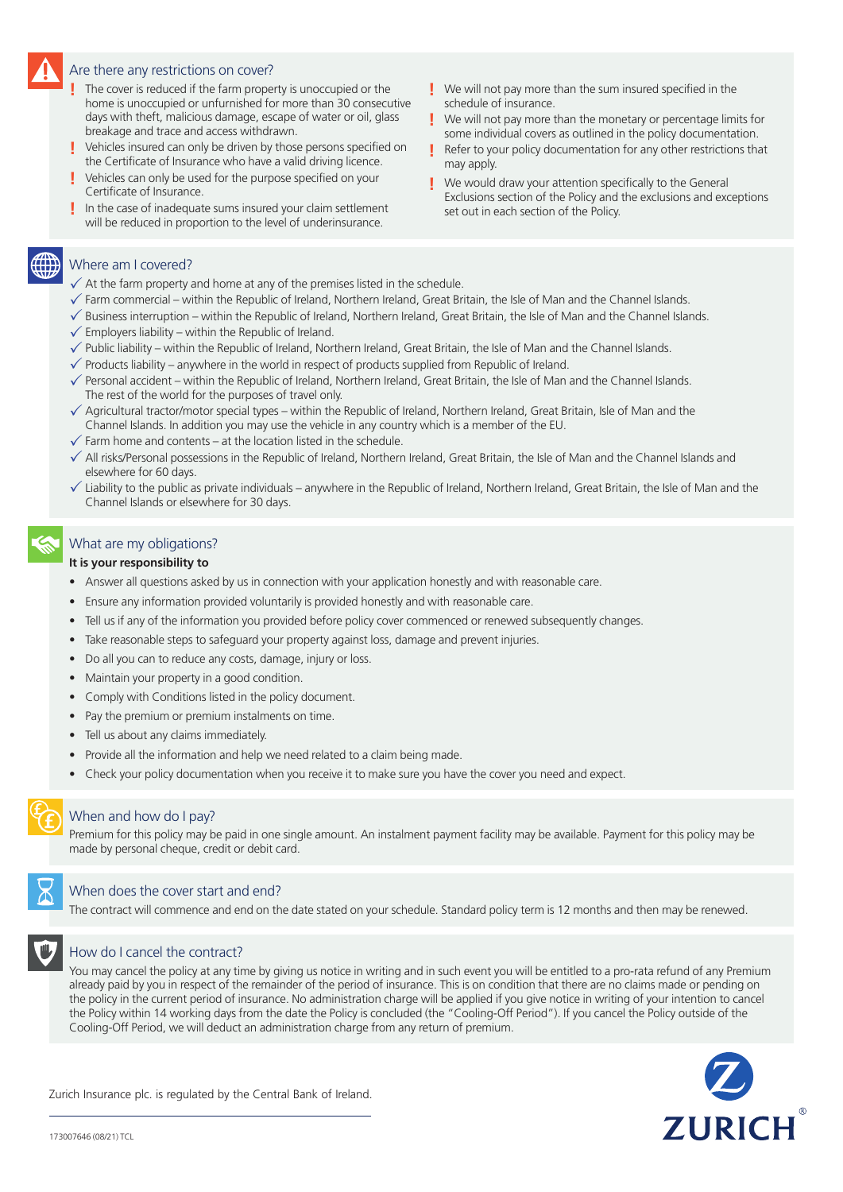## Are there any restrictions on cover?

- ! The cover is reduced if the farm property is unoccupied or the home is unoccupied or unfurnished for more than 30 consecutive days with theft, malicious damage, escape of water or oil, glass breakage and trace and access withdrawn.
- ! Vehicles insured can only be driven by those persons specified on the Certificate of Insurance who have a valid driving licence.
- ! Vehicles can only be used for the purpose specified on your Certificate of Insurance.
- ! In the case of inadequate sums insured your claim settlement will be reduced in proportion to the level of underinsurance.
- ! We will not pay more than the sum insured specified in the schedule of insurance.
- ! We will not pay more than the monetary or percentage limits for some individual covers as outlined in the policy documentation.
- ! Refer to your policy documentation for any other restrictions that may apply.
- ! We would draw your attention specifically to the General Exclusions section of the Policy and the exclusions and exceptions set out in each section of the Policy.

## Where am I covered?

- ✓ At the farm property and home at any of the premises listed in the schedule.
- ✓ Farm commercial – within the Republic of Ireland, Northern Ireland, Great Britain, the Isle of Man and the Channel Islands.
- ✓ Business interruption – within the Republic of Ireland, Northern Ireland, Great Britain, the Isle of Man and the Channel Islands.
- ✓ Employers liability – within the Republic of Ireland.
- ✓ Public liability – within the Republic of Ireland, Northern Ireland, Great Britain, the Isle of Man and the Channel Islands.
- ✓ Products liability – anywhere in the world in respect of products supplied from Republic of Ireland.
- ✓ Personal accident – within the Republic of Ireland, Northern Ireland, Great Britain, the Isle of Man and the Channel Islands. The rest of the world for the purposes of travel only.
- ✓ Agricultural tractor/motor special types – within the Republic of Ireland, Northern Ireland, Great Britain, Isle of Man and the Channel Islands. In addition you may use the vehicle in any country which is a member of the EU.
- ✓ Farm home and contents – at the location listed in the schedule.
- ✓ All risks/Personal possessions in the Republic of Ireland, Northern Ireland, Great Britain, the Isle of Man and the Channel Islands and elsewhere for 60 days.
- ✓ Liability to the public as private individuals – anywhere in the Republic of Ireland, Northern Ireland, Great Britain, the Isle of Man and the Channel Islands or elsewhere for 30 days.

## What are my obligations?

**It is your responsibility to**

- Answer all questions asked by us in connection with your application honestly and with reasonable care.
- Ensure any information provided voluntarily is provided honestly and with reasonable care.
- Tell us if any of the information you provided before policy cover commenced or renewed subsequently changes.
- Take reasonable steps to safeguard your property against loss, damage and prevent injuries.
- Do all you can to reduce any costs, damage, injury or loss.
- Maintain your property in a good condition.
- Comply with Conditions listed in the policy document.
- Pay the premium or premium instalments on time.
- Tell us about any claims immediately.
- Provide all the information and help we need related to a claim being made.
- Check your policy documentation when you receive it to make sure you have the cover you need and expect.

## When and how do I pay?

Premium for this policy may be paid in one single amount. An instalment payment facility may be available. Payment for this policy may be made by personal cheque, credit or debit card.

## When does the cover start and end?

The contract will commence and end on the date stated on your schedule. Standard policy term is 12 months and then may be renewed.

## How do I cancel the contract?

You may cancel the policy at any time by giving us notice in writing and in such event you will be entitled to a pro-rata refund of any Premium already paid by you in respect of the remainder of the period of insurance. This is on condition that there are no claims made or pending on the policy in the current period of insurance. No administration charge will be applied if you give notice in writing of your intention to cancel the Policy within 14 working days from the date the Policy is concluded (the "Cooling-Off Period"). If you cancel the Policy outside of the Cooling-Off Period, we will deduct an administration charge from any return of premium.

Zurich Insurance plc. is regulated by the Central Bank of Ireland.

173007646 (08/21) TCL